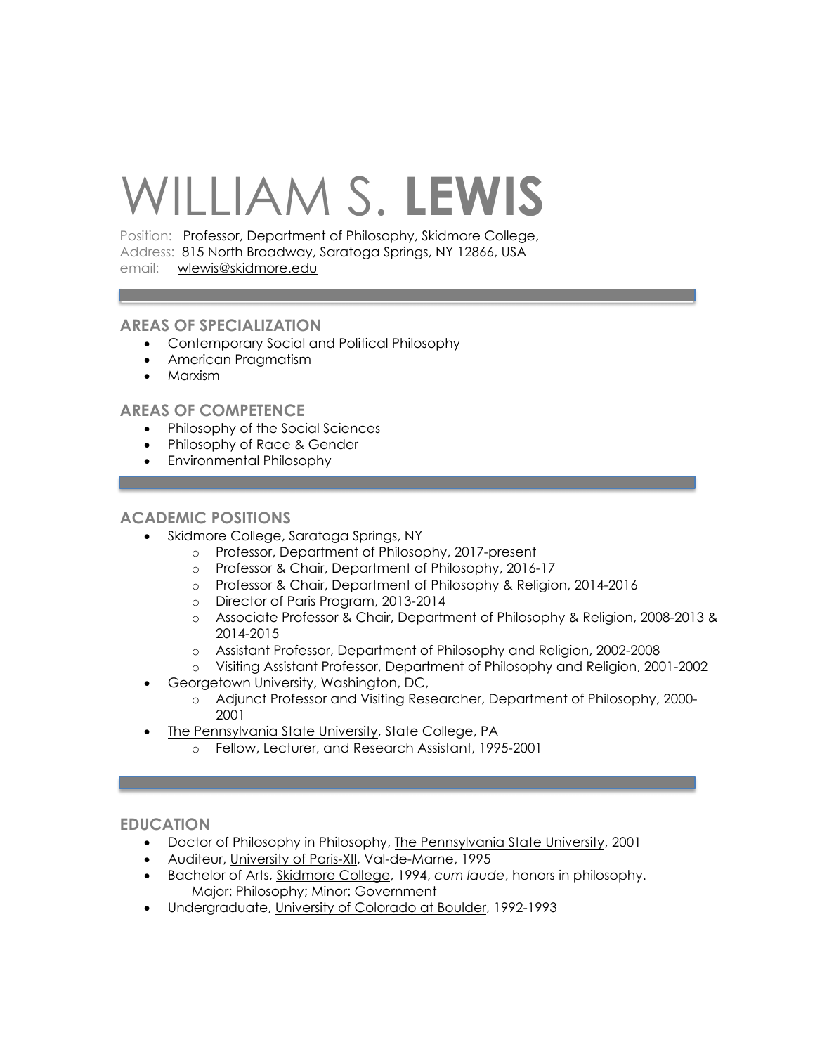# WILLIAM S. **LEWIS**

Position: Professor, Department of Philosophy, Skidmore College,
Address: 815 North Broadway, Saratoga Springs, NY 12866, USA
email: wlewis@skidmore.edu

## AREAS OF SPECIALIZATION

- Contemporary Social and Political Philosophy
- American Pragmatism
- Marxism

## AREAS OF COMPETENCE

- Philosophy of the Social Sciences
- Philosophy of Race & Gender
- Environmental Philosophy

## ACADEMIC POSITIONS

- Skidmore College, Saratoga Springs, NY
    - Professor, Department of Philosophy, 2017-present
    - Professor & Chair, Department of Philosophy, 2016-17
    - Professor & Chair, Department of Philosophy & Religion, 2014-2016
    - Director of Paris Program, 2013-2014
    - Associate Professor & Chair, Department of Philosophy & Religion, 2008-2013 & 2014-2015
    - Assistant Professor, Department of Philosophy and Religion, 2002-2008
    - Visiting Assistant Professor, Department of Philosophy and Religion, 2001-2002
- Georgetown University, Washington, DC,
    - Adjunct Professor and Visiting Researcher, Department of Philosophy, 2000-2001
- The Pennsylvania State University, State College, PA
    - Fellow, Lecturer, and Research Assistant, 1995-2001

## EDUCATION

- Doctor of Philosophy in Philosophy, The Pennsylvania State University, 2001
- Auditeur, University of Paris-XII, Val-de-Marne, 1995
- Bachelor of Arts, Skidmore College, 1994, *cum laude*, honors in philosophy.
  Major: Philosophy; Minor: Government
- Undergraduate, University of Colorado at Boulder, 1992-1993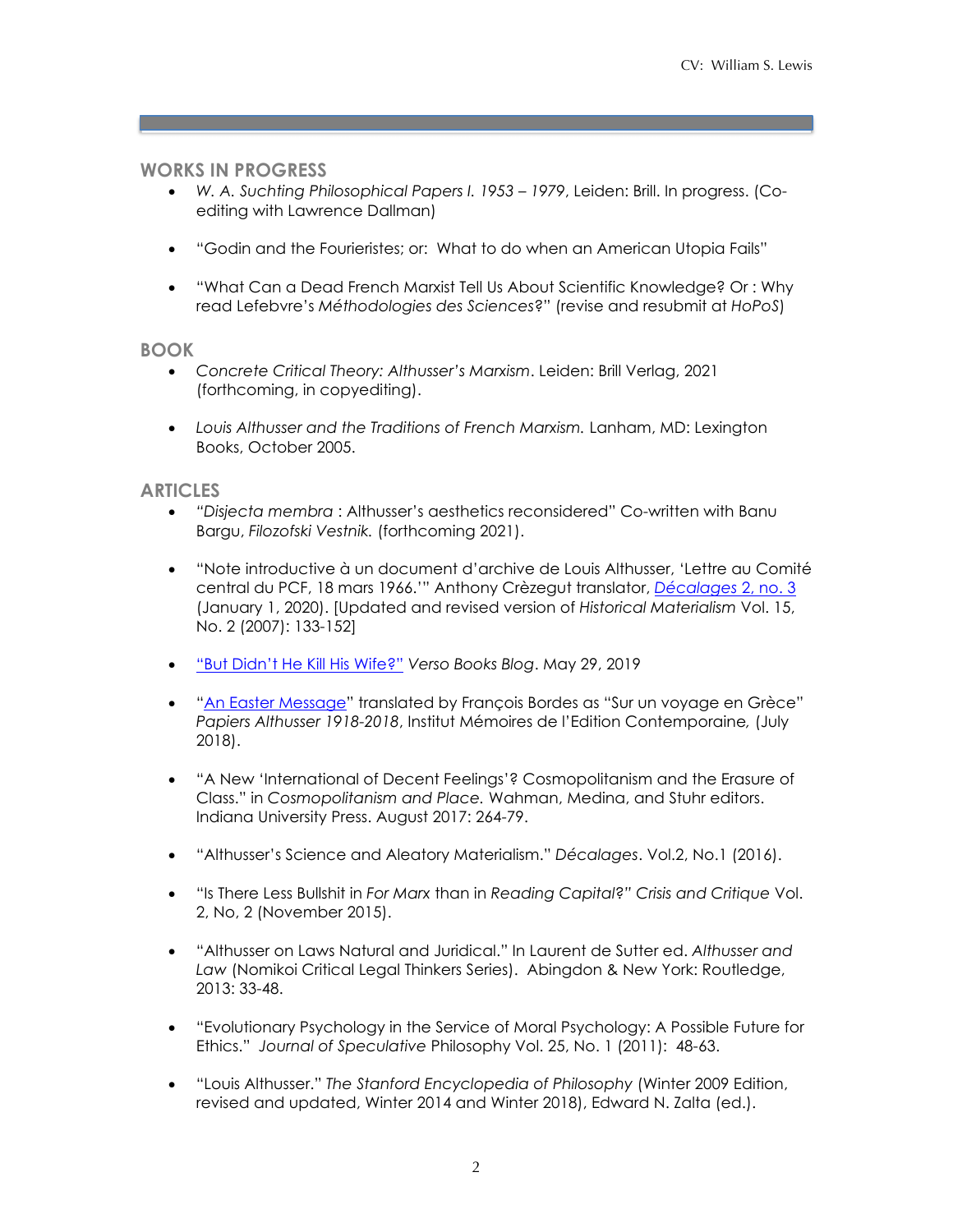## WORKS IN PROGRESS

- *W. A. Suchting Philosophical Papers I. 1953 – 1979*, Leiden: Brill. In progress. (Co-editing with Lawrence Dallman)
- "Godin and the Fourieristes; or: What to do when an American Utopia Fails"
- "What Can a Dead French Marxist Tell Us About Scientific Knowledge? Or : Why read Lefebvre's *Méthodologies des Sciences*?" (revise and resubmit at *HoPoS*)

## BOOK

- *Concrete Critical Theory: Althusser's Marxism*. Leiden: Brill Verlag, 2021 (forthcoming, in copyediting).
- *Louis Althusser and the Traditions of French Marxism.* Lanham, MD: Lexington Books, October 2005.

## ARTICLES

- "*Disjecta membra* : Althusser's aesthetics reconsidered" Co-written with Banu Bargu, *Filozofski Vestnik.* (forthcoming 2021).
- "Note introductive à un document d'archive de Louis Althusser, 'Lettre au Comité central du PCF, 18 mars 1966.'" Anthony Crèzegut translator, *Décalages* 2, no. 3 (January 1, 2020). [Updated and revised version of *Historical Materialism* Vol. 15, No. 2 (2007): 133-152]
- "But Didn't He Kill His Wife?" *Verso Books Blog*. May 29, 2019
- "An Easter Message" translated by François Bordes as "Sur un voyage en Grèce" *Papiers Althusser 1918-2018*, Institut Mémoires de l'Edition Contemporaine, (July 2018).
- "A New 'International of Decent Feelings'? Cosmopolitanism and the Erasure of Class." in *Cosmopolitanism and Place.* Wahman, Medina, and Stuhr editors. Indiana University Press. August 2017: 264-79.
- "Althusser's Science and Aleatory Materialism." *Décalages*. Vol.2, No.1 (2016).
- "Is There Less Bullshit in *For Marx* than in *Reading Capital*?" *Crisis and Critique* Vol. 2, No, 2 (November 2015).
- "Althusser on Laws Natural and Juridical." In Laurent de Sutter ed. *Althusser and Law* (Nomikoi Critical Legal Thinkers Series). Abingdon & New York: Routledge, 2013: 33-48.
- "Evolutionary Psychology in the Service of Moral Psychology: A Possible Future for Ethics." *Journal of Speculative* Philosophy Vol. 25, No. 1 (2011): 48-63.
- "Louis Althusser." *The Stanford Encyclopedia of Philosophy* (Winter 2009 Edition, revised and updated, Winter 2014 and Winter 2018), Edward N. Zalta (ed.).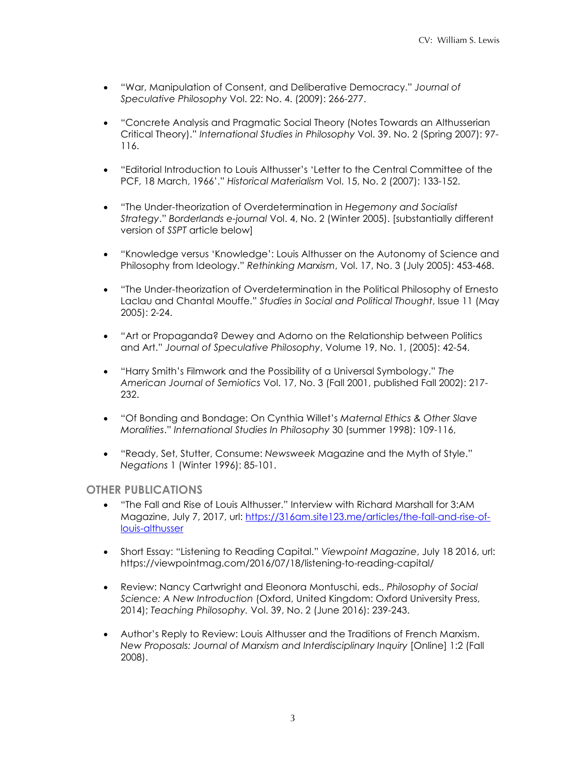- "War, Manipulation of Consent, and Deliberative Democracy." *Journal of Speculative Philosophy* Vol. 22: No. 4. (2009): 266-277.

- "Concrete Analysis and Pragmatic Social Theory (Notes Towards an Althusserian Critical Theory)." *International Studies in Philosophy* Vol. 39. No. 2 (Spring 2007): 97-116.

- "Editorial Introduction to Louis Althusser's 'Letter to the Central Committee of the PCF, 18 March, 1966'." *Historical Materialism* Vol. 15, No. 2 (2007): 133-152.

- "The Under-theorization of Overdetermination in *Hegemony and Socialist Strategy*." *Borderlands e-journal* Vol. 4, No. 2 (Winter 2005). [substantially different version of *SSPT* article below]

- "Knowledge versus 'Knowledge': Louis Althusser on the Autonomy of Science and Philosophy from Ideology." *Rethinking Marxism*, Vol. 17, No. 3 (July 2005): 453-468.

- "The Under-theorization of Overdetermination in the Political Philosophy of Ernesto Laclau and Chantal Mouffe." *Studies in Social and Political Thought*, Issue 11 (May 2005): 2-24.

- "Art or Propaganda? Dewey and Adorno on the Relationship between Politics and Art." *Journal of Speculative Philosophy*, Volume 19, No. 1, (2005): 42-54.

- "Harry Smith's Filmwork and the Possibility of a Universal Symbology." *The American Journal of Semiotics* Vol. 17, No. 3 (Fall 2001, published Fall 2002): 217-232.

- "Of Bonding and Bondage: On Cynthia Willet's *Maternal Ethics & Other Slave Moralities*." *International Studies In Philosophy* 30 (summer 1998): 109-116,

- "Ready, Set, Stutter, Consume: *Newsweek* Magazine and the Myth of Style." *Negations* 1 (Winter 1996): 85-101.

## OTHER PUBLICATIONS

- "The Fall and Rise of Louis Althusser." Interview with Richard Marshall for 3:AM Magazine, July 7, 2017, url: [https://316am.site123.me/articles/the-fall-and-rise-of-louis-althusser](https://316am.site123.me/articles/the-fall-and-rise-of-louis-althusser)

- Short Essay: "Listening to Reading Capital." *Viewpoint Magazine*, July 18 2016, url: https://viewpointmag.com/2016/07/18/listening-to-reading-capital/

- Review: Nancy Cartwright and Eleonora Montuschi, eds., *Philosophy of Social Science: A New Introduction* (Oxford, United Kingdom: Oxford University Press, 2014); *Teaching Philosophy.* Vol. 39, No. 2 (June 2016): 239-243.

- Author's Reply to Review: Louis Althusser and the Traditions of French Marxism. *New Proposals: Journal of Marxism and Interdisciplinary Inquiry* [Online] 1:2 (Fall 2008).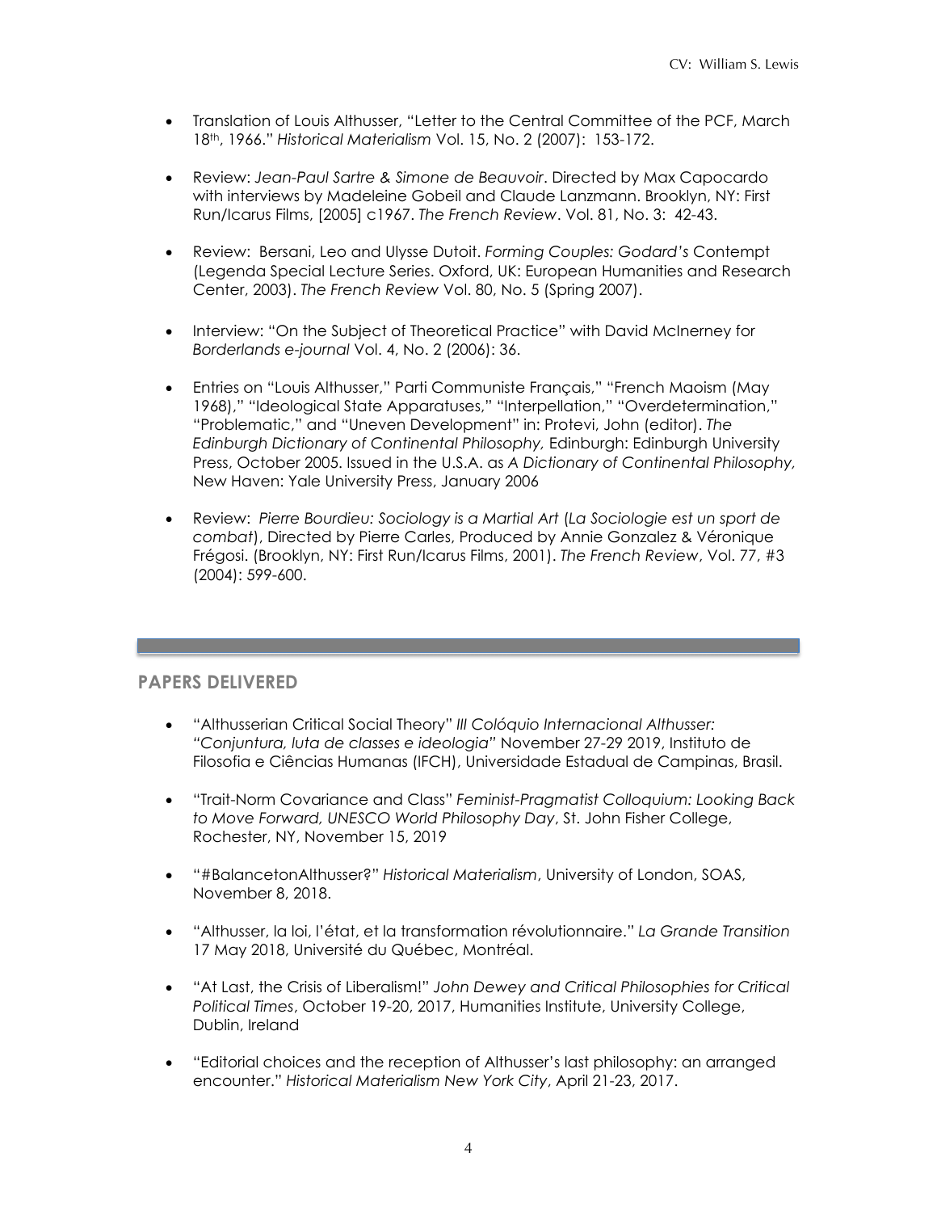- Translation of Louis Althusser, "Letter to the Central Committee of the PCF, March 18th, 1966." *Historical Materialism* Vol. 15, No. 2 (2007): 153-172.

- Review: *Jean-Paul Sartre & Simone de Beauvoir*. Directed by Max Capocardo with interviews by Madeleine Gobeil and Claude Lanzmann. Brooklyn, NY: First Run/Icarus Films, [2005] c1967. *The French Review*. Vol. 81, No. 3: 42-43.

- Review: Bersani, Leo and Ulysse Dutoit. *Forming Couples: Godard's* Contempt (Legenda Special Lecture Series. Oxford, UK: European Humanities and Research Center, 2003). *The French Review* Vol. 80, No. 5 (Spring 2007).

- Interview: "On the Subject of Theoretical Practice" with David McInerney for *Borderlands e-journal* Vol. 4, No. 2 (2006): 36.

- Entries on "Louis Althusser," Parti Communiste Français," "French Maoism (May 1968)," "Ideological State Apparatuses," "Interpellation," "Overdetermination," "Problematic," and "Uneven Development" in: Protevi, John (editor). *The Edinburgh Dictionary of Continental Philosophy,* Edinburgh: Edinburgh University Press, October 2005. Issued in the U.S.A. as *A Dictionary of Continental Philosophy,* New Haven: Yale University Press, January 2006

- Review: *Pierre Bourdieu: Sociology is a Martial Art* (*La Sociologie est un sport de combat*), Directed by Pierre Carles, Produced by Annie Gonzalez & Véronique Frégosi. (Brooklyn, NY: First Run/Icarus Films, 2001). *The French Review*, Vol. 77, #3 (2004): 599-600.

## PAPERS DELIVERED

- "Althusserian Critical Social Theory" *III Colóquio Internacional Althusser: "Conjuntura, luta de classes e ideologia"* November 27-29 2019, Instituto de Filosofia e Ciências Humanas (IFCH), Universidade Estadual de Campinas, Brasil.

- "Trait-Norm Covariance and Class" *Feminist-Pragmatist Colloquium: Looking Back to Move Forward, UNESCO World Philosophy Day*, St. John Fisher College, Rochester, NY, November 15, 2019

- "#BalancetonAlthusser?" *Historical Materialism*, University of London, SOAS, November 8, 2018.

- "Althusser, la loi, l'état, et la transformation révolutionnaire." *La Grande Transition* 17 May 2018, Université du Québec, Montréal.

- "At Last, the Crisis of Liberalism!" *John Dewey and Critical Philosophies for Critical Political Times*, October 19-20, 2017, Humanities Institute, University College, Dublin, Ireland

- "Editorial choices and the reception of Althusser's last philosophy: an arranged encounter." *Historical Materialism New York City*, April 21-23, 2017.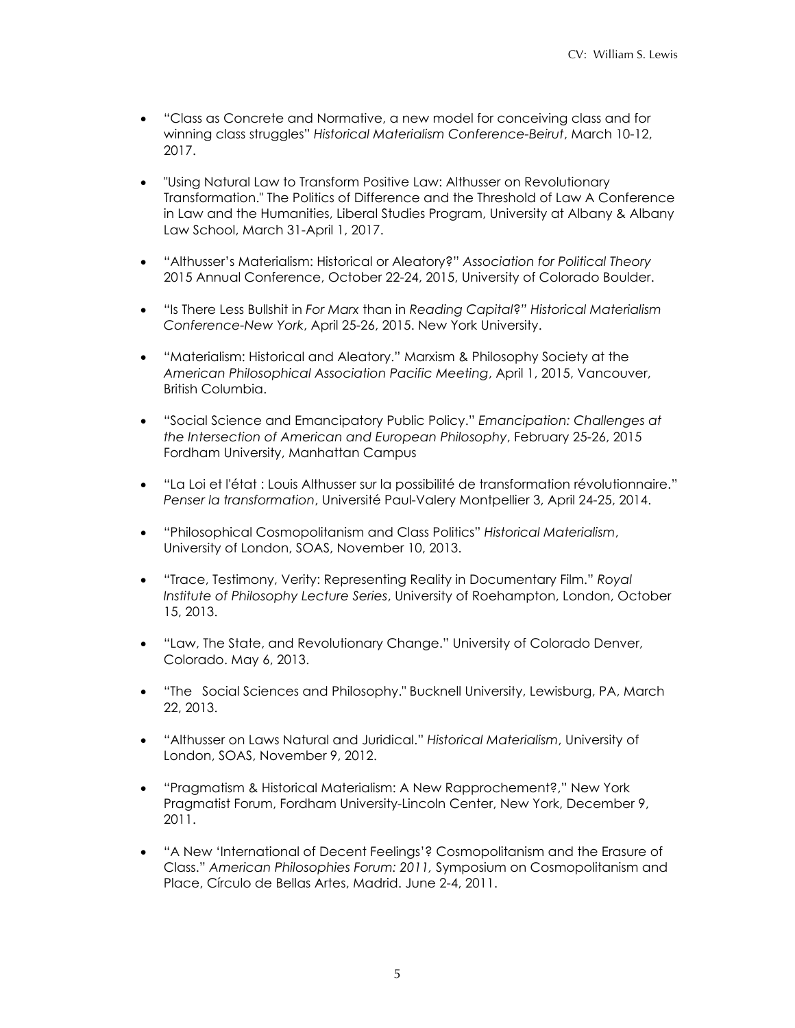- "Class as Concrete and Normative, a new model for conceiving class and for winning class struggles" *Historical Materialism Conference-Beirut*, March 10-12, 2017.

- "Using Natural Law to Transform Positive Law: Althusser on Revolutionary Transformation." The Politics of Difference and the Threshold of Law A Conference in Law and the Humanities, Liberal Studies Program, University at Albany & Albany Law School, March 31-April 1, 2017.

- "Althusser's Materialism: Historical or Aleatory?" *Association for Political Theory* 2015 Annual Conference, October 22-24, 2015, University of Colorado Boulder.

- "Is There Less Bullshit in *For Marx* than in *Reading Capital*?" *Historical Materialism Conference-New York*, April 25-26, 2015. New York University.

- "Materialism: Historical and Aleatory." Marxism & Philosophy Society at the *American Philosophical Association Pacific Meeting*, April 1, 2015, Vancouver, British Columbia.

- "Social Science and Emancipatory Public Policy." *Emancipation: Challenges at the Intersection of American and European Philosophy*, February 25-26, 2015 Fordham University, Manhattan Campus

- "La Loi et l'état : Louis Althusser sur la possibilité de transformation révolutionnaire." *Penser la transformation*, Université Paul-Valery Montpellier 3, April 24-25, 2014.

- "Philosophical Cosmopolitanism and Class Politics" *Historical Materialism*, University of London, SOAS, November 10, 2013.

- "Trace, Testimony, Verity: Representing Reality in Documentary Film." *Royal Institute of Philosophy Lecture Series*, University of Roehampton, London, October 15, 2013.

- "Law, The State, and Revolutionary Change." University of Colorado Denver, Colorado. May 6, 2013.

- "The Social Sciences and Philosophy." Bucknell University, Lewisburg, PA, March 22, 2013.

- "Althusser on Laws Natural and Juridical." *Historical Materialism*, University of London, SOAS, November 9, 2012.

- "Pragmatism & Historical Materialism: A New Rapprochement?," New York Pragmatist Forum, Fordham University-Lincoln Center, New York, December 9, 2011.

- "A New 'International of Decent Feelings'? Cosmopolitanism and the Erasure of Class." *American Philosophies Forum: 2011,* Symposium on Cosmopolitanism and Place, Círculo de Bellas Artes, Madrid. June 2-4, 2011.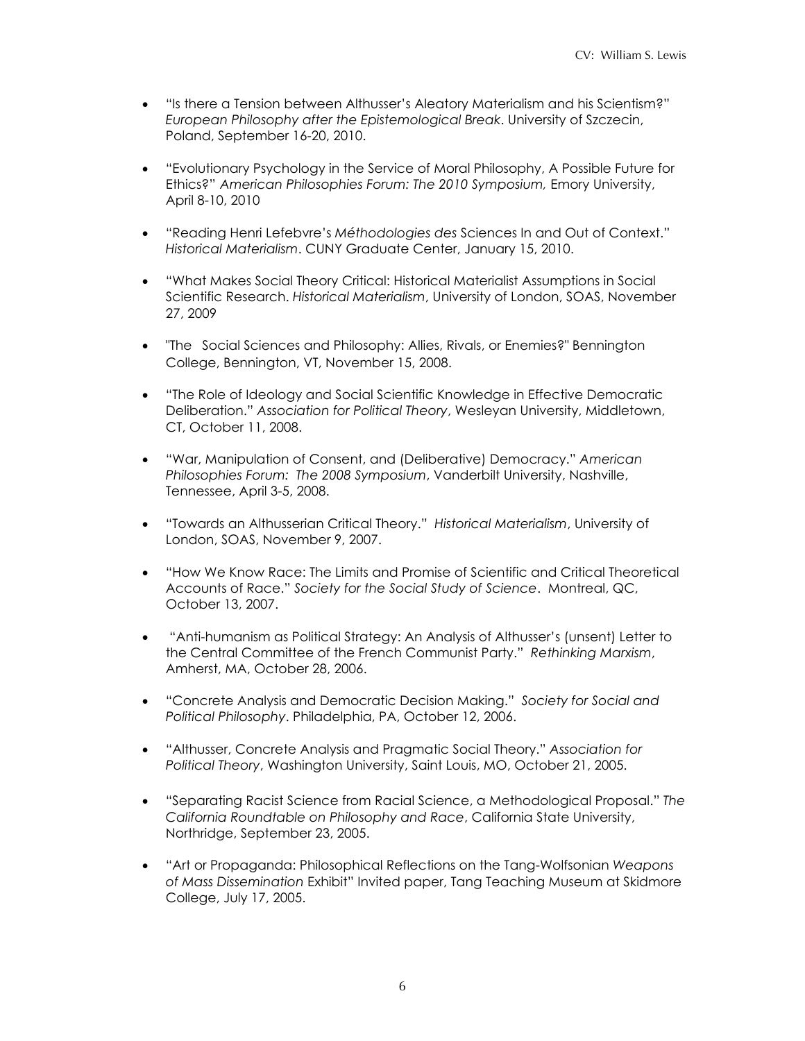- "Is there a Tension between Althusser's Aleatory Materialism and his Scientism?" *European Philosophy after the Epistemological Break*. University of Szczecin, Poland, September 16-20, 2010.

- "Evolutionary Psychology in the Service of Moral Philosophy, A Possible Future for Ethics?" *American Philosophies Forum: The 2010 Symposium,* Emory University, April 8-10, 2010

- "Reading Henri Lefebvre's *Méthodologies des* Sciences In and Out of Context." *Historical Materialism*. CUNY Graduate Center, January 15, 2010.

- "What Makes Social Theory Critical: Historical Materialist Assumptions in Social Scientific Research. *Historical Materialism*, University of London, SOAS, November 27, 2009

- "The Social Sciences and Philosophy: Allies, Rivals, or Enemies?" Bennington College, Bennington, VT, November 15, 2008.

- "The Role of Ideology and Social Scientific Knowledge in Effective Democratic Deliberation." *Association for Political Theory*, Wesleyan University, Middletown, CT, October 11, 2008.

- "War, Manipulation of Consent, and (Deliberative) Democracy." *American Philosophies Forum: The 2008 Symposium*, Vanderbilt University, Nashville, Tennessee, April 3-5, 2008.

- "Towards an Althusserian Critical Theory." *Historical Materialism*, University of London, SOAS, November 9, 2007.

- "How We Know Race: The Limits and Promise of Scientific and Critical Theoretical Accounts of Race." *Society for the Social Study of Science*. Montreal, QC, October 13, 2007.

- "Anti-humanism as Political Strategy: An Analysis of Althusser's (unsent) Letter to the Central Committee of the French Communist Party." *Rethinking Marxism*, Amherst, MA, October 28, 2006.

- "Concrete Analysis and Democratic Decision Making." *Society for Social and Political Philosophy*. Philadelphia, PA, October 12, 2006.

- "Althusser, Concrete Analysis and Pragmatic Social Theory." *Association for Political Theory*, Washington University, Saint Louis, MO, October 21, 2005.

- "Separating Racist Science from Racial Science, a Methodological Proposal." *The California Roundtable on Philosophy and Race*, California State University, Northridge, September 23, 2005.

- "Art or Propaganda: Philosophical Reflections on the Tang-Wolfsonian *Weapons of Mass Dissemination* Exhibit" Invited paper, Tang Teaching Museum at Skidmore College, July 17, 2005.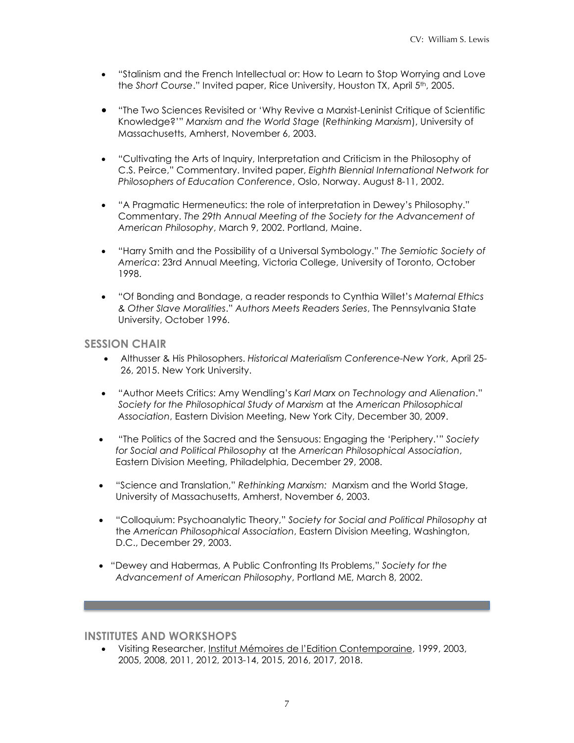- "Stalinism and the French Intellectual or: How to Learn to Stop Worrying and Love the *Short Course*." Invited paper, Rice University, Houston TX, April 5th, 2005.

- "The Two Sciences Revisited or 'Why Revive a Marxist-Leninist Critique of Scientific Knowledge?'" *Marxism and the World Stage* (*Rethinking Marxism*), University of Massachusetts, Amherst, November 6, 2003.

- "Cultivating the Arts of Inquiry, Interpretation and Criticism in the Philosophy of C.S. Peirce," Commentary. Invited paper, *Eighth Biennial International Network for Philosophers of Education Conference*, Oslo, Norway. August 8-11, 2002.

- "A Pragmatic Hermeneutics: the role of interpretation in Dewey's Philosophy." Commentary. *The 29th Annual Meeting of the Society for the Advancement of American Philosophy*, March 9, 2002. Portland, Maine.

- "Harry Smith and the Possibility of a Universal Symbology." *The Semiotic Society of America*: 23rd Annual Meeting, Victoria College, University of Toronto, October 1998.

- "Of Bonding and Bondage, a reader responds to Cynthia Willet's *Maternal Ethics & Other Slave Moralities*." *Authors Meets Readers Series*, The Pennsylvania State University, October 1996.

## SESSION CHAIR

- Althusser & His Philosophers. *Historical Materialism Conference-New York*, April 25-26, 2015. New York University.

- "Author Meets Critics: Amy Wendling's *Karl Marx on Technology and Alienation*." *Society for the Philosophical Study of Marxism* at the *American Philosophical Association*, Eastern Division Meeting, New York City, December 30, 2009.

- "The Politics of the Sacred and the Sensuous: Engaging the 'Periphery.'" *Society for Social and Political Philosophy* at the *American Philosophical Association*, Eastern Division Meeting, Philadelphia, December 29, 2008.

- "Science and Translation," *Rethinking Marxism:* Marxism and the World Stage, University of Massachusetts, Amherst, November 6, 2003.

- "Colloquium: Psychoanalytic Theory," *Society for Social and Political Philosophy* at the *American Philosophical Association*, Eastern Division Meeting, Washington, D.C., December 29, 2003.

- "Dewey and Habermas, A Public Confronting Its Problems," *Society for the Advancement of American Philosophy*, Portland ME, March 8, 2002.

## INSTITUTES AND WORKSHOPS

- Visiting Researcher, Institut Mémoires de l'Edition Contemporaine, 1999, 2003, 2005, 2008, 2011, 2012, 2013-14, 2015, 2016, 2017, 2018.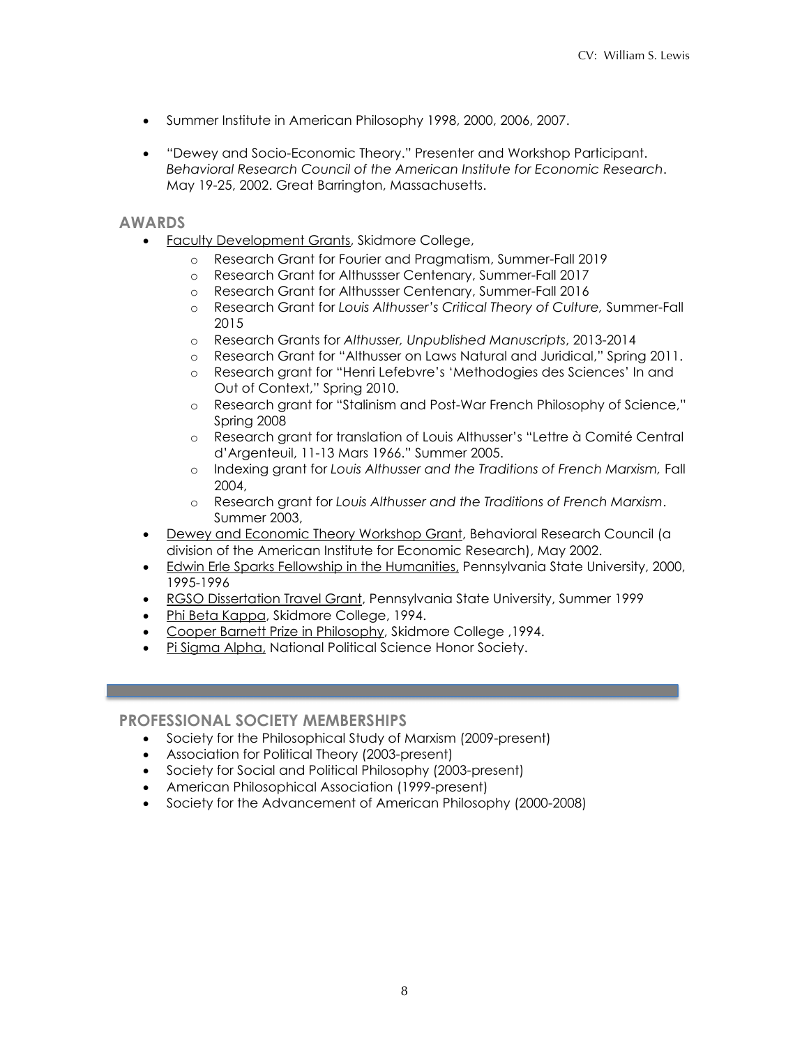- Summer Institute in American Philosophy 1998, 2000, 2006, 2007.
- "Dewey and Socio-Economic Theory." Presenter and Workshop Participant. *Behavioral Research Council of the American Institute for Economic Research*. May 19-25, 2002. Great Barrington, Massachusetts.

## AWARDS

- Faculty Development Grants, Skidmore College,
  - Research Grant for Fourier and Pragmatism, Summer-Fall 2019
  - Research Grant for Althussser Centenary, Summer-Fall 2017
  - Research Grant for Althussser Centenary, Summer-Fall 2016
  - Research Grant for *Louis Althusser's Critical Theory of Culture,* Summer-Fall 2015
  - Research Grants for *Althusser, Unpublished Manuscripts*, 2013-2014
  - Research Grant for "Althusser on Laws Natural and Juridical," Spring 2011.
  - Research grant for "Henri Lefebvre's 'Methodogies des Sciences' In and Out of Context," Spring 2010.
  - Research grant for "Stalinism and Post-War French Philosophy of Science," Spring 2008
  - Research grant for translation of Louis Althusser's "Lettre à Comité Central d'Argenteuil, 11-13 Mars 1966." Summer 2005.
  - Indexing grant for *Louis Althusser and the Traditions of French Marxism,* Fall 2004,
  - Research grant for *Louis Althusser and the Traditions of French Marxism*. Summer 2003,
- Dewey and Economic Theory Workshop Grant, Behavioral Research Council (a division of the American Institute for Economic Research), May 2002.
- Edwin Erle Sparks Fellowship in the Humanities, Pennsylvania State University, 2000, 1995-1996
- RGSO Dissertation Travel Grant, Pennsylvania State University, Summer 1999
- Phi Beta Kappa, Skidmore College, 1994.
- Cooper Barnett Prize in Philosophy, Skidmore College ,1994.
- Pi Sigma Alpha, National Political Science Honor Society.

## PROFESSIONAL SOCIETY MEMBERSHIPS

- Society for the Philosophical Study of Marxism (2009-present)
- Association for Political Theory (2003-present)
- Society for Social and Political Philosophy (2003-present)
- American Philosophical Association (1999-present)
- Society for the Advancement of American Philosophy (2000-2008)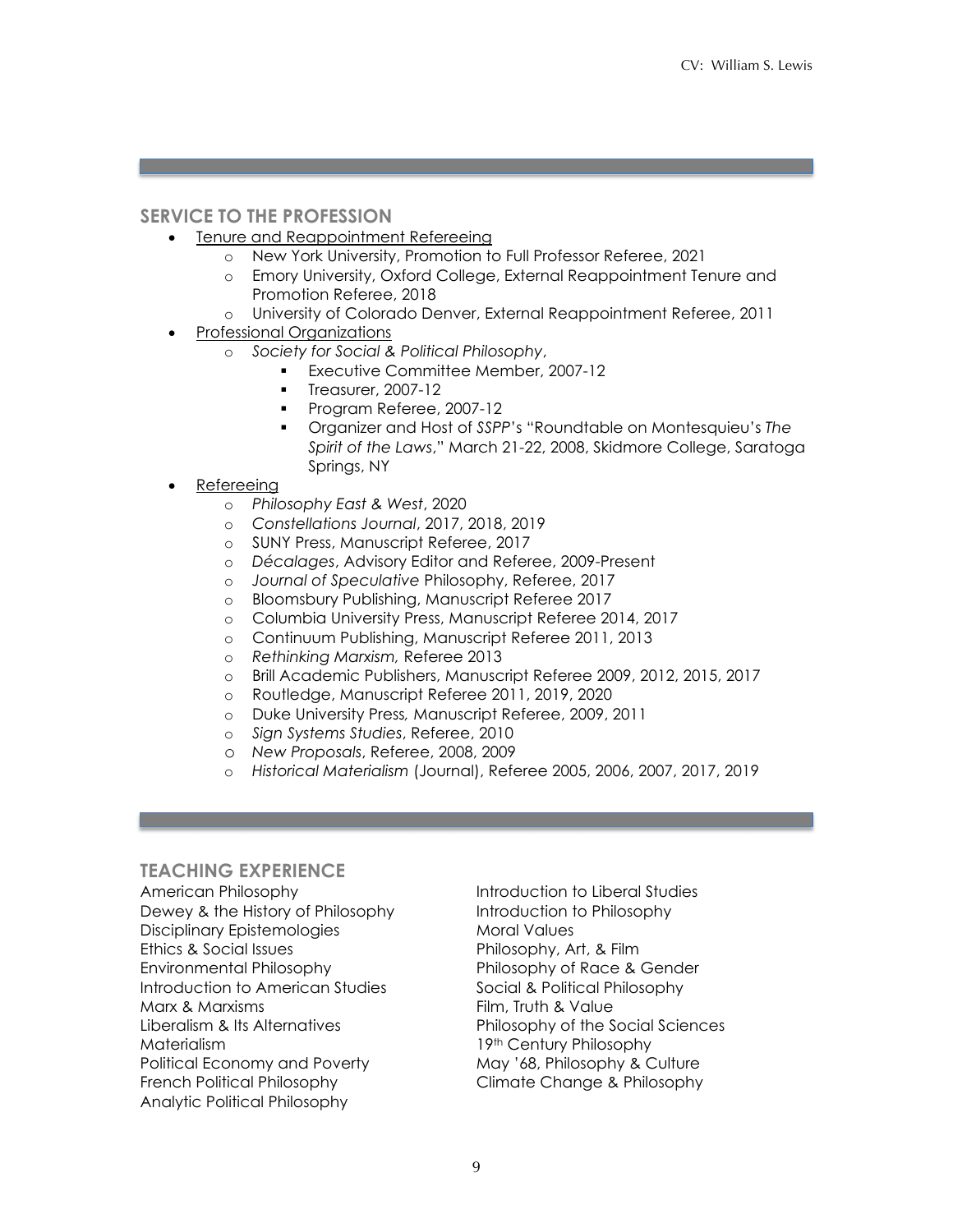## SERVICE TO THE PROFESSION

- Tenure and Reappointment Refereeing
  - New York University, Promotion to Full Professor Referee, 2021
  - Emory University, Oxford College, External Reappointment Tenure and Promotion Referee, 2018
  - University of Colorado Denver, External Reappointment Referee, 2011
- Professional Organizations
  - *Society for Social & Political Philosophy*,
    - Executive Committee Member, 2007-12
    - Treasurer, 2007-12
    - Program Referee, 2007-12
    - Organizer and Host of *SSPP*'s "Roundtable on Montesquieu's *The Spirit of the Laws*," March 21-22, 2008, Skidmore College, Saratoga Springs, NY
- Refereeing
  - *Philosophy East & West*, 2020
  - *Constellations Journal*, 2017, 2018, 2019
  - SUNY Press, Manuscript Referee, 2017
  - *Décalages*, Advisory Editor and Referee, 2009-Present
  - *Journal of Speculative* Philosophy, Referee, 2017
  - Bloomsbury Publishing, Manuscript Referee 2017
  - Columbia University Press, Manuscript Referee 2014, 2017
  - Continuum Publishing, Manuscript Referee 2011, 2013
  - *Rethinking Marxism,* Referee 2013
  - Brill Academic Publishers, Manuscript Referee 2009, 2012, 2015, 2017
  - Routledge, Manuscript Referee 2011, 2019, 2020
  - Duke University Press*,* Manuscript Referee, 2009, 2011
  - *Sign Systems Studies*, Referee, 2010
  - *New Proposals*, Referee, 2008, 2009
  - *Historical Materialism* (Journal), Referee 2005, 2006, 2007, 2017, 2019

## TEACHING EXPERIENCE

American Philosophy
Dewey & the History of Philosophy
Disciplinary Epistemologies
Ethics & Social Issues
Environmental Philosophy
Introduction to American Studies
Marx & Marxisms
Liberalism & Its Alternatives
Materialism
Political Economy and Poverty
French Political Philosophy
Analytic Political Philosophy
Introduction to Liberal Studies
Introduction to Philosophy
Moral Values
Philosophy, Art, & Film
Philosophy of Race & Gender
Social & Political Philosophy
Film, Truth & Value
Philosophy of the Social Sciences
19th Century Philosophy
May '68, Philosophy & Culture
Climate Change & Philosophy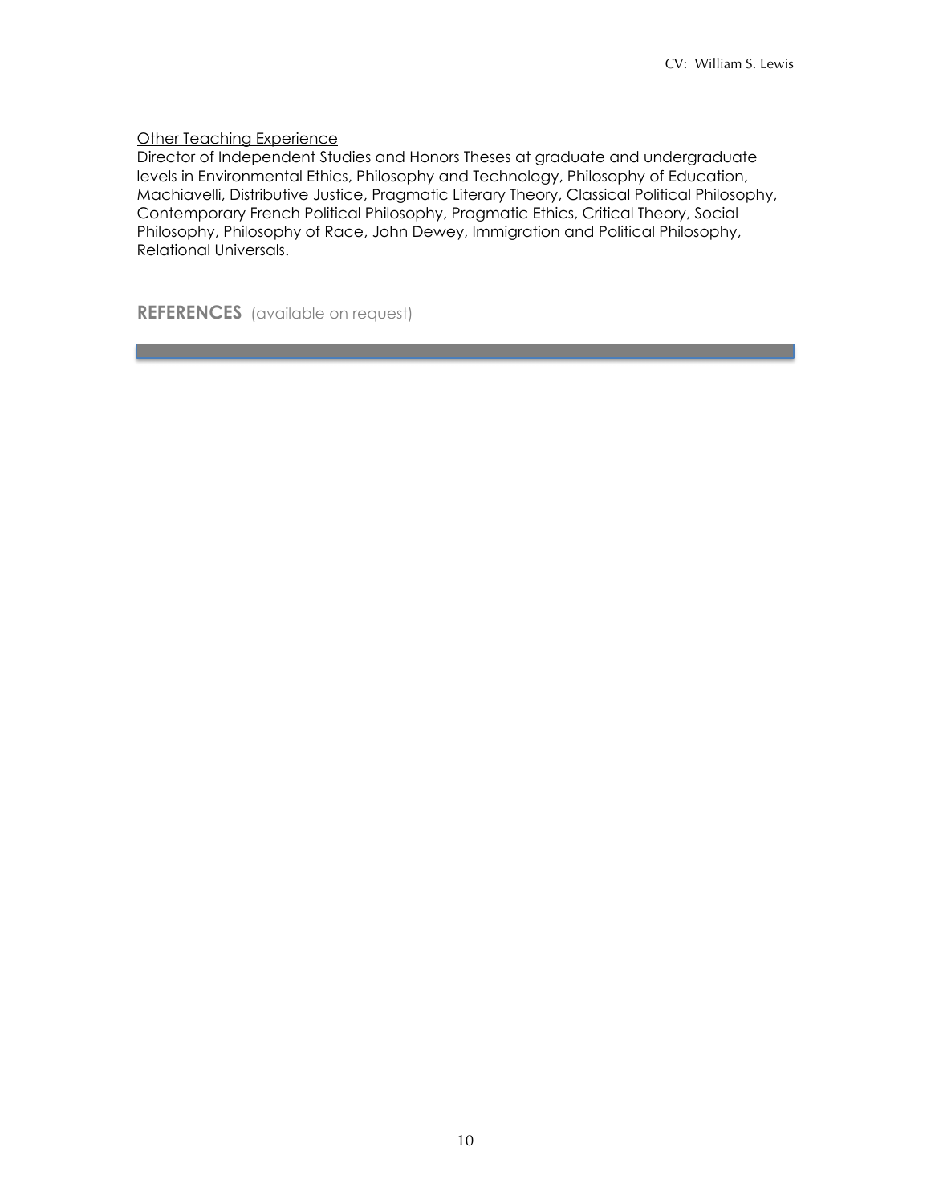Other Teaching Experience

Director of Independent Studies and Honors Theses at graduate and undergraduate levels in Environmental Ethics, Philosophy and Technology, Philosophy of Education, Machiavelli, Distributive Justice, Pragmatic Literary Theory, Classical Political Philosophy, Contemporary French Political Philosophy, Pragmatic Ethics, Critical Theory, Social Philosophy, Philosophy of Race, John Dewey, Immigration and Political Philosophy, Relational Universals.

## REFERENCES (available on request)